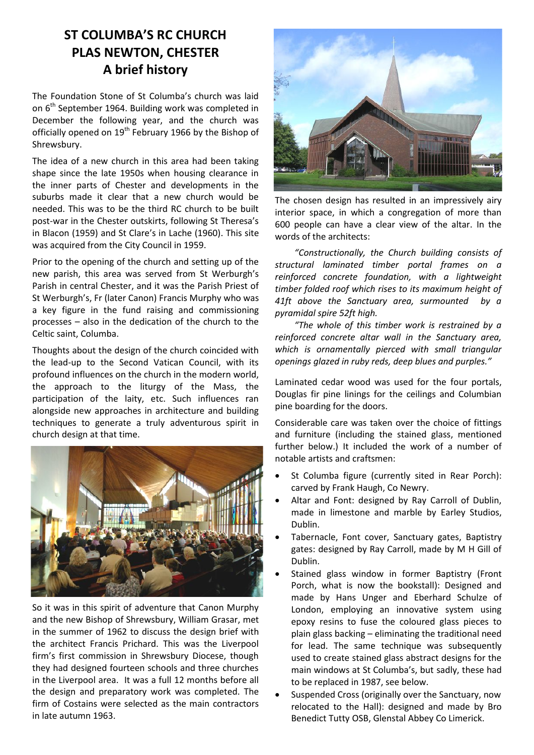# ST COLUMBA'S RC CHURCH
# PLAS NEWTON, CHESTER
## A brief history

The Foundation Stone of St Columba's church was laid on 6th September 1964. Building work was completed in December the following year, and the church was officially opened on 19th February 1966 by the Bishop of Shrewsbury.

The idea of a new church in this area had been taking shape since the late 1950s when housing clearance in the inner parts of Chester and developments in the suburbs made it clear that a new church would be needed. This was to be the third RC church to be built post-war in the Chester outskirts, following St Theresa's in Blacon (1959) and St Clare's in Lache (1960). This site was acquired from the City Council in 1959.

Prior to the opening of the church and setting up of the new parish, this area was served from St Werburgh's Parish in central Chester, and it was the Parish Priest of St Werburgh's, Fr (later Canon) Francis Murphy who was a key figure in the fund raising and commissioning processes – also in the dedication of the church to the Celtic saint, Columba.

Thoughts about the design of the church coincided with the lead-up to the Second Vatican Council, with its profound influences on the church in the modern world, the approach to the liturgy of the Mass, the participation of the laity, etc. Such influences ran alongside new approaches in architecture and building techniques to generate a truly adventurous spirit in church design at that time.

So it was in this spirit of adventure that Canon Murphy and the new Bishop of Shrewsbury, William Grasar, met in the summer of 1962 to discuss the design brief with the architect Francis Prichard. This was the Liverpool firm's first commission in Shrewsbury Diocese, though they had designed fourteen schools and three churches in the Liverpool area. It was a full 12 months before all the design and preparatory work was completed. The firm of Costains were selected as the main contractors in late autumn 1963.

The chosen design has resulted in an impressively airy interior space, in which a congregation of more than 600 people can have a clear view of the altar. In the words of the architects:

*"Constructionally, the Church building consists of structural laminated timber portal frames on a reinforced concrete foundation, with a lightweight timber folded roof which rises to its maximum height of 41ft above the Sanctuary area, surmounted by a pyramidal spire 52ft high.*

*"The whole of this timber work is restrained by a reinforced concrete altar wall in the Sanctuary area, which is ornamentally pierced with small triangular openings glazed in ruby reds, deep blues and purples."*

Laminated cedar wood was used for the four portals, Douglas fir pine linings for the ceilings and Columbian pine boarding for the doors.

Considerable care was taken over the choice of fittings and furniture (including the stained glass, mentioned further below.) It included the work of a number of notable artists and craftsmen:

- St Columba figure (currently sited in Rear Porch): carved by Frank Haugh, Co Newry.
- Altar and Font: designed by Ray Carroll of Dublin, made in limestone and marble by Earley Studios, Dublin.
- Tabernacle, Font cover, Sanctuary gates, Baptistry gates: designed by Ray Carroll, made by M H Gill of Dublin.
- Stained glass window in former Baptistry (Front Porch, what is now the bookstall): Designed and made by Hans Unger and Eberhard Schulze of London, employing an innovative system using epoxy resins to fuse the coloured glass pieces to plain glass backing – eliminating the traditional need for lead. The same technique was subsequently used to create stained glass abstract designs for the main windows at St Columba's, but sadly, these had to be replaced in 1987, see below.
- Suspended Cross (originally over the Sanctuary, now relocated to the Hall): designed and made by Bro Benedict Tutty OSB, Glenstal Abbey Co Limerick.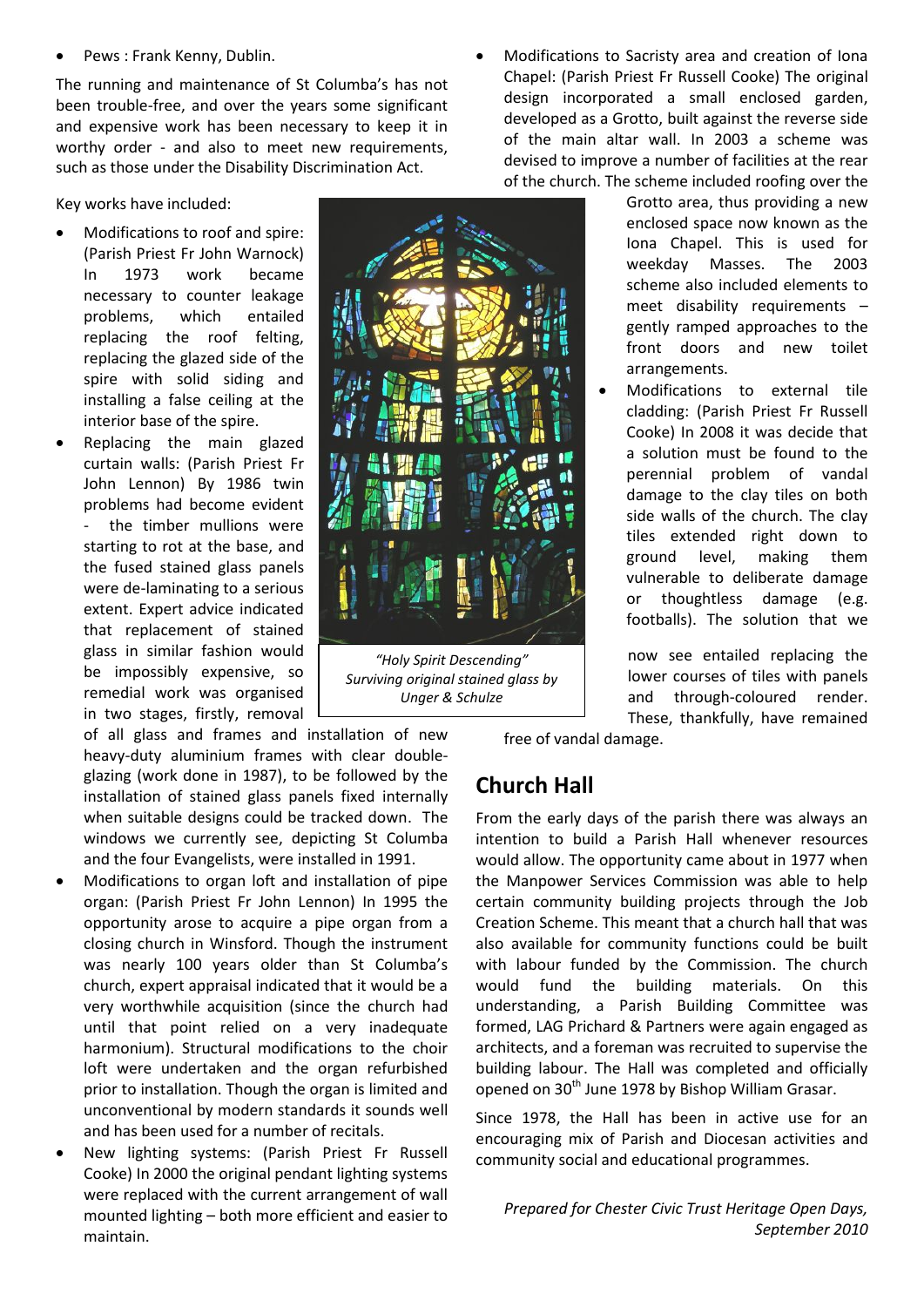- Pews : Frank Kenny, Dublin.

The running and maintenance of St Columba's has not been trouble-free, and over the years some significant and expensive work has been necessary to keep it in worthy order - and also to meet new requirements, such as those under the Disability Discrimination Act.

Key works have included:

- Modifications to roof and spire: (Parish Priest Fr John Warnock) In 1973 work became necessary to counter leakage problems, which entailed replacing the roof felting, replacing the glazed side of the spire with solid siding and installing a false ceiling at the interior base of the spire.
- Replacing the main glazed curtain walls: (Parish Priest Fr John Lennon) By 1986 twin problems had become evident - the timber mullions were starting to rot at the base, and the fused stained glass panels were de-laminating to a serious extent. Expert advice indicated that replacement of stained glass in similar fashion would be impossibly expensive, so remedial work was organised in two stages, firstly, removal of all glass and frames and installation of new heavy-duty aluminium frames with clear double-glazing (work done in 1987), to be followed by the installation of stained glass panels fixed internally when suitable designs could be tracked down. The windows we currently see, depicting St Columba and the four Evangelists, were installed in 1991.
- Modifications to organ loft and installation of pipe organ: (Parish Priest Fr John Lennon) In 1995 the opportunity arose to acquire a pipe organ from a closing church in Winsford. Though the instrument was nearly 100 years older than St Columba's church, expert appraisal indicated that it would be a very worthwhile acquisition (since the church had until that point relied on a very inadequate harmonium). Structural modifications to the choir loft were undertaken and the organ refurbished prior to installation. Though the organ is limited and unconventional by modern standards it sounds well and has been used for a number of recitals.
- New lighting systems: (Parish Priest Fr Russell Cooke) In 2000 the original pendant lighting systems were replaced with the current arrangement of wall mounted lighting – both more efficient and easier to maintain.

*"Holy Spirit Descending"*
*Surviving original stained glass by Unger & Schulze*

- Modifications to Sacristy area and creation of Iona Chapel: (Parish Priest Fr Russell Cooke) The original design incorporated a small enclosed garden, developed as a Grotto, built against the reverse side of the main altar wall. In 2003 a scheme was devised to improve a number of facilities at the rear of the church. The scheme included roofing over the Grotto area, thus providing a new enclosed space now known as the Iona Chapel. This is used for weekday Masses. The 2003 scheme also included elements to meet disability requirements – gently ramped approaches to the front doors and new toilet arrangements.
- Modifications to external tile cladding: (Parish Priest Fr Russell Cooke) In 2008 it was decide that a solution must be found to the perennial problem of vandal damage to the clay tiles on both side walls of the church. The clay tiles extended right down to ground level, making them vulnerable to deliberate damage or thoughtless damage (e.g. footballs). The solution that we now see entailed replacing the lower courses of tiles with panels and through-coloured render. These, thankfully, have remained free of vandal damage.

## Church Hall

From the early days of the parish there was always an intention to build a Parish Hall whenever resources would allow. The opportunity came about in 1977 when the Manpower Services Commission was able to help certain community building projects through the Job Creation Scheme. This meant that a church hall that was also available for community functions could be built with labour funded by the Commission. The church would fund the building materials. On this understanding, a Parish Building Committee was formed, LAG Prichard & Partners were again engaged as architects, and a foreman was recruited to supervise the building labour. The Hall was completed and officially opened on 30th June 1978 by Bishop William Grasar.

Since 1978, the Hall has been in active use for an encouraging mix of Parish and Diocesan activities and community social and educational programmes.

*Prepared for Chester Civic Trust Heritage Open Days, September 2010*